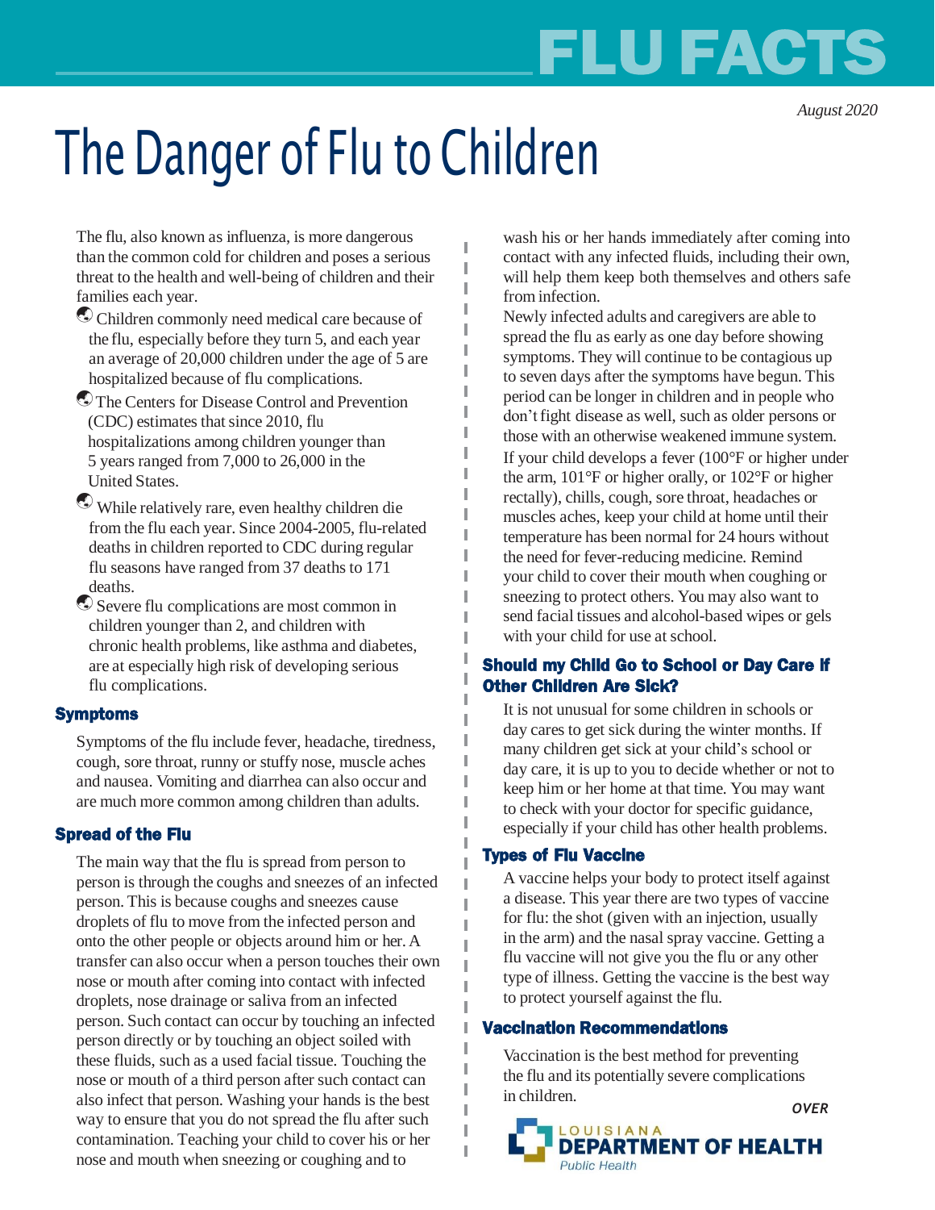# FLU FACTS

*August 2020*

# The Danger of Flu to Children

The flu, also known as influenza, is more dangerous than the common cold for children and poses a serious threat to the health and well-being of children and their families each year.

- Children commonly need medical care because of the flu, especially before they turn 5, and each year an average of 20,000 children under the age of 5 are hospitalized because of flu complications.
- The Centers for Disease Control and Prevention (CDC) estimates that since 2010, flu hospitalizations among children younger than 5 years ranged from 7,000 to 26,000 in the United States.
- While relatively rare, even healthy children die from the flu each year. Since 2004-2005, flu-related deaths in children reported to CDC during regular flu seasons have ranged from 37 deaths to 171 deaths.
- Severe flu complications are most common in children younger than 2, and children with chronic health problems, like asthma and diabetes, are at especially high risk of developing serious flu complications.

## Symptoms

Symptoms of the flu include fever, headache, tiredness, cough, sore throat, runny or stuffy nose, muscle aches and nausea. Vomiting and diarrhea can also occur and are much more common among children than adults.

## Spread of the Flu

The main way that the flu is spread from person to person is through the coughs and sneezes of an infected person. This is because coughs and sneezes cause droplets of flu to move from the infected person and onto the other people or objects around him or her. A transfer can also occur when a person touches their own nose or mouth after coming into contact with infected droplets, nose drainage or saliva from an infected person. Such contact can occur by touching an infected person directly or by touching an object soiled with these fluids, such as a used facial tissue. Touching the nose or mouth of a third person after such contact can also infect that person. Washing your hands is the best way to ensure that you do not spread the flu after such contamination. Teaching your child to cover his or her nose and mouth when sneezing or coughing and to wash his or her hands immediately after coming into contact with any infected fluids, including their own, will help them keep both themselves and others safe from infection.

Newly infected adults and caregivers are able to spread the flu as early as one day before showing symptoms. They will continue to be contagious up to seven days after the symptoms have begun. This period can be longer in children and in people who don't fight disease as well, such as older persons or those with an otherwise weakened immune system.

If your child develops a fever (100°F or higher under the arm, 101°F or higher orally, or 102°F or higher rectally), chills, cough, sore throat, headaches or muscles aches, keep your child at home until their temperature has been normal for 24 hours without the need for fever-reducing medicine. Remind your child to cover their mouth when coughing or sneezing to protect others. You may also want to send facial tissues and alcohol-based wipes or gels with your child for use at school.

## Should my Child Go to School or Day Care if Other Children Are Sick?

It is not unusual for some children in schools or day cares to get sick during the winter months. If many children get sick at your child's school or day care, it is up to you to decide whether or not to keep him or her home at that time. You may want to check with your doctor for specific guidance, especially if your child has other health problems.

## Types of Flu Vaccine

A vaccine helps your body to protect itself against a disease. This year there are two types of vaccine for flu: the shot (given with an injection, usually in the arm) and the nasal spray vaccine. Getting a flu vaccine will not give you the flu or any other type of illness. Getting the vaccine is the best way to protect yourself against the flu.

## Vaccination Recommendations

Vaccination is the best method for preventing the flu and its potentially severe complications in children.

*OVER*

LOUISIANA DEPARTMENT OF HEALTH
Public Health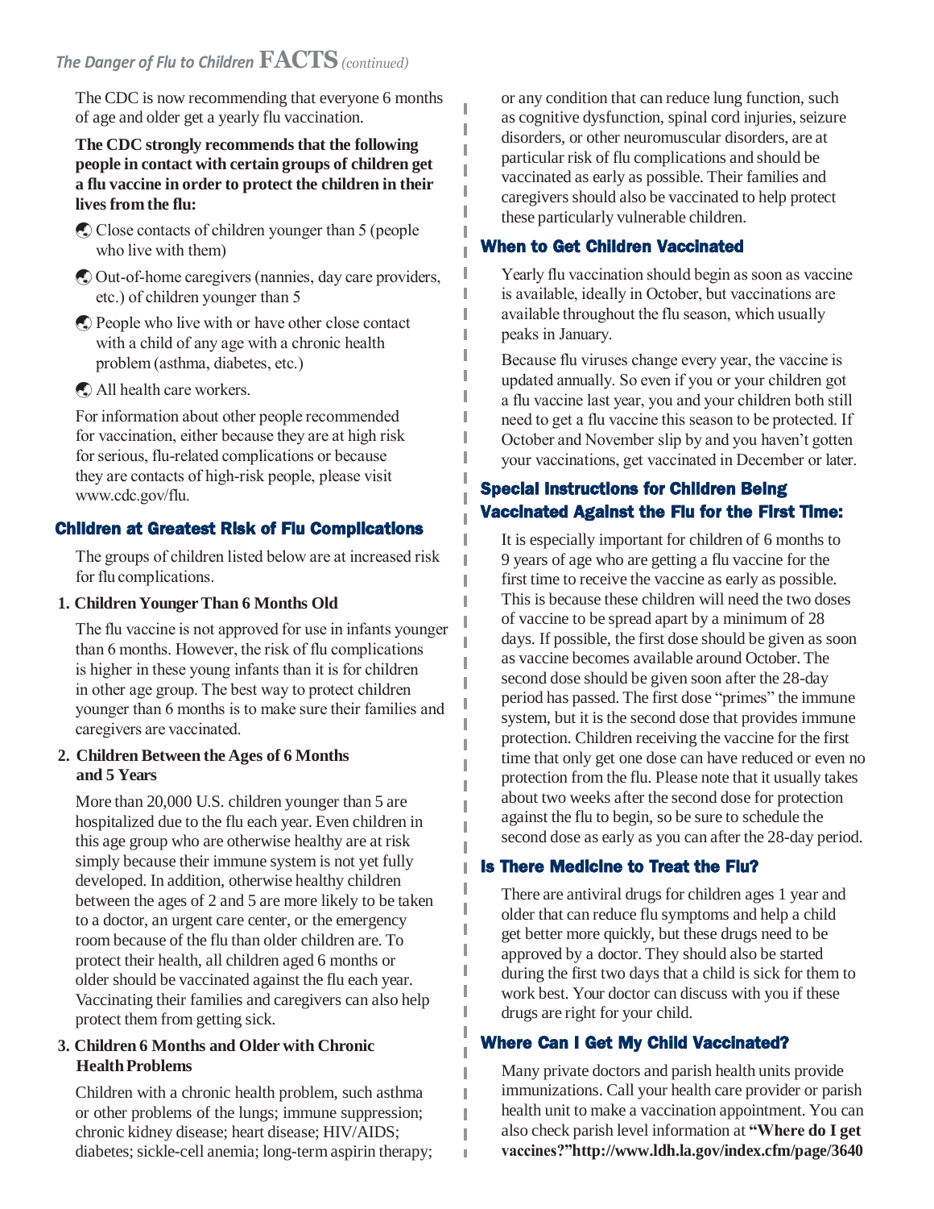*The Danger of Flu to Children* **FACTS** *(continued)*

The CDC is now recommending that everyone 6 months of age and older get a yearly flu vaccination.

**The CDC strongly recommends that the following people in contact with certain groups of children get a flu vaccine in order to protect the children in their lives from the flu:**

- Close contacts of children younger than 5 (people who live with them)
- Out-of-home caregivers (nannies, day care providers, etc.) of children younger than 5
- People who live with or have other close contact with a child of any age with a chronic health problem (asthma, diabetes, etc.)
- All health care workers.

For information about other people recommended for vaccination, either because they are at high risk for serious, flu-related complications or because they are contacts of high-risk people, please visit www.cdc.gov/flu.

## Children at Greatest Risk of Flu Complications

The groups of children listed below are at increased risk for flu complications.

**1. Children Younger Than 6 Months Old**

The flu vaccine is not approved for use in infants younger than 6 months. However, the risk of flu complications is higher in these young infants than it is for children in other age group. The best way to protect children younger than 6 months is to make sure their families and caregivers are vaccinated.

**2. Children Between the Ages of 6 Months and 5 Years**

More than 20,000 U.S. children younger than 5 are hospitalized due to the flu each year. Even children in this age group who are otherwise healthy are at risk simply because their immune system is not yet fully developed. In addition, otherwise healthy children between the ages of 2 and 5 are more likely to be taken to a doctor, an urgent care center, or the emergency room because of the flu than older children are. To protect their health, all children aged 6 months or older should be vaccinated against the flu each year. Vaccinating their families and caregivers can also help protect them from getting sick.

**3. Children 6 Months and Older with Chronic Health Problems**

Children with a chronic health problem, such asthma or other problems of the lungs; immune suppression; chronic kidney disease; heart disease; HIV/AIDS; diabetes; sickle-cell anemia; long-term aspirin therapy; or any condition that can reduce lung function, such as cognitive dysfunction, spinal cord injuries, seizure disorders, or other neuromuscular disorders, are at particular risk of flu complications and should be vaccinated as early as possible. Their families and caregivers should also be vaccinated to help protect these particularly vulnerable children.

## When to Get Children Vaccinated

Yearly flu vaccination should begin as soon as vaccine is available, ideally in October, but vaccinations are available throughout the flu season, which usually peaks in January.

Because flu viruses change every year, the vaccine is updated annually. So even if you or your children got a flu vaccine last year, you and your children both still need to get a flu vaccine this season to be protected. If October and November slip by and you haven't gotten your vaccinations, get vaccinated in December or later.

## Special Instructions for Children Being Vaccinated Against the Flu for the First Time:

It is especially important for children of 6 months to 9 years of age who are getting a flu vaccine for the first time to receive the vaccine as early as possible. This is because these children will need the two doses of vaccine to be spread apart by a minimum of 28 days. If possible, the first dose should be given as soon as vaccine becomes available around October. The second dose should be given soon after the 28-day period has passed. The first dose "primes" the immune system, but it is the second dose that provides immune protection. Children receiving the vaccine for the first time that only get one dose can have reduced or even no protection from the flu. Please note that it usually takes about two weeks after the second dose for protection against the flu to begin, so be sure to schedule the second dose as early as you can after the 28-day period.

## Is There Medicine to Treat the Flu?

There are antiviral drugs for children ages 1 year and older that can reduce flu symptoms and help a child get better more quickly, but these drugs need to be approved by a doctor. They should also be started during the first two days that a child is sick for them to work best. Your doctor can discuss with you if these drugs are right for your child.

## Where Can I Get My Child Vaccinated?

Many private doctors and parish health units provide immunizations. Call your health care provider or parish health unit to make a vaccination appointment. You can also check parish level information at **"Where do I get vaccines?"http://www.ldh.la.gov/index.cfm/page/3640**